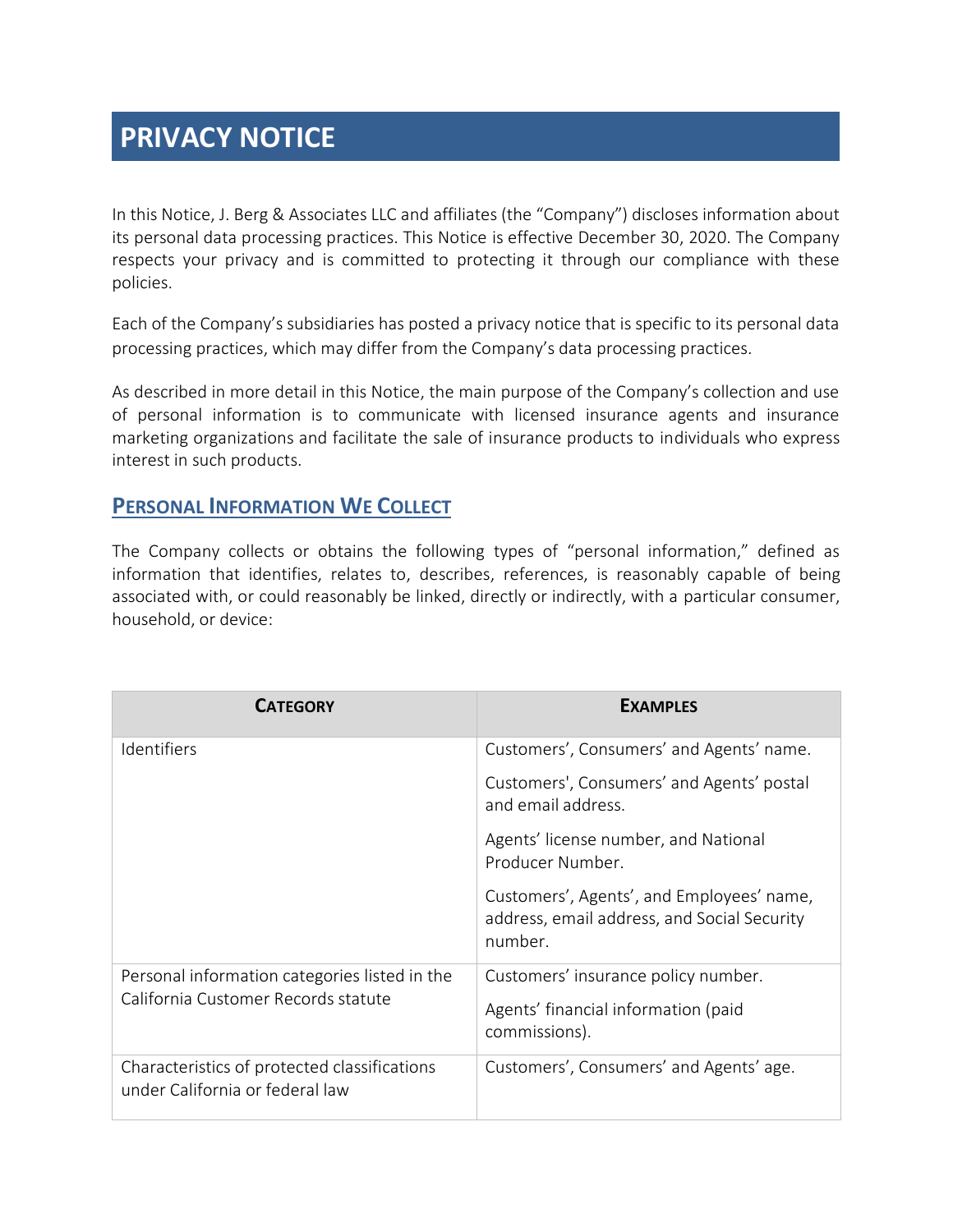# PRIVACY NOTICE

In this Notice, J. Berg & Associates LLC and affiliates (the "Company") discloses information about its personal data processing practices. This Notice is effective December 30, 2020. The Company respects your privacy and is committed to protecting it through our compliance with these policies.

Each of the Company's subsidiaries has posted a privacy notice that is specific to its personal data processing practices, which may differ from the Company's data processing practices.

As described in more detail in this Notice, the main purpose of the Company's collection and use of personal information is to communicate with licensed insurance agents and insurance marketing organizations and facilitate the sale of insurance products to individuals who express interest in such products.

## PERSONAL INFORMATION WE COLLECT

The Company collects or obtains the following types of "personal information," defined as information that identifies, relates to, describes, references, is reasonably capable of being associated with, or could reasonably be linked, directly or indirectly, with a particular consumer, household, or device:

| CATEGORY | EXAMPLES |
| --- | --- |
| Identifiers | Customers', Consumers' and Agents' name.<br><br>Customers', Consumers' and Agents' postal and email address.<br><br>Agents' license number, and National Producer Number.<br><br>Customers', Agents', and Employees' name, address, email address, and Social Security number. |
| Personal information categories listed in the California Customer Records statute | Customers' insurance policy number.<br><br>Agents' financial information (paid commissions). |
| Characteristics of protected classifications under California or federal law | Customers', Consumers' and Agents' age. |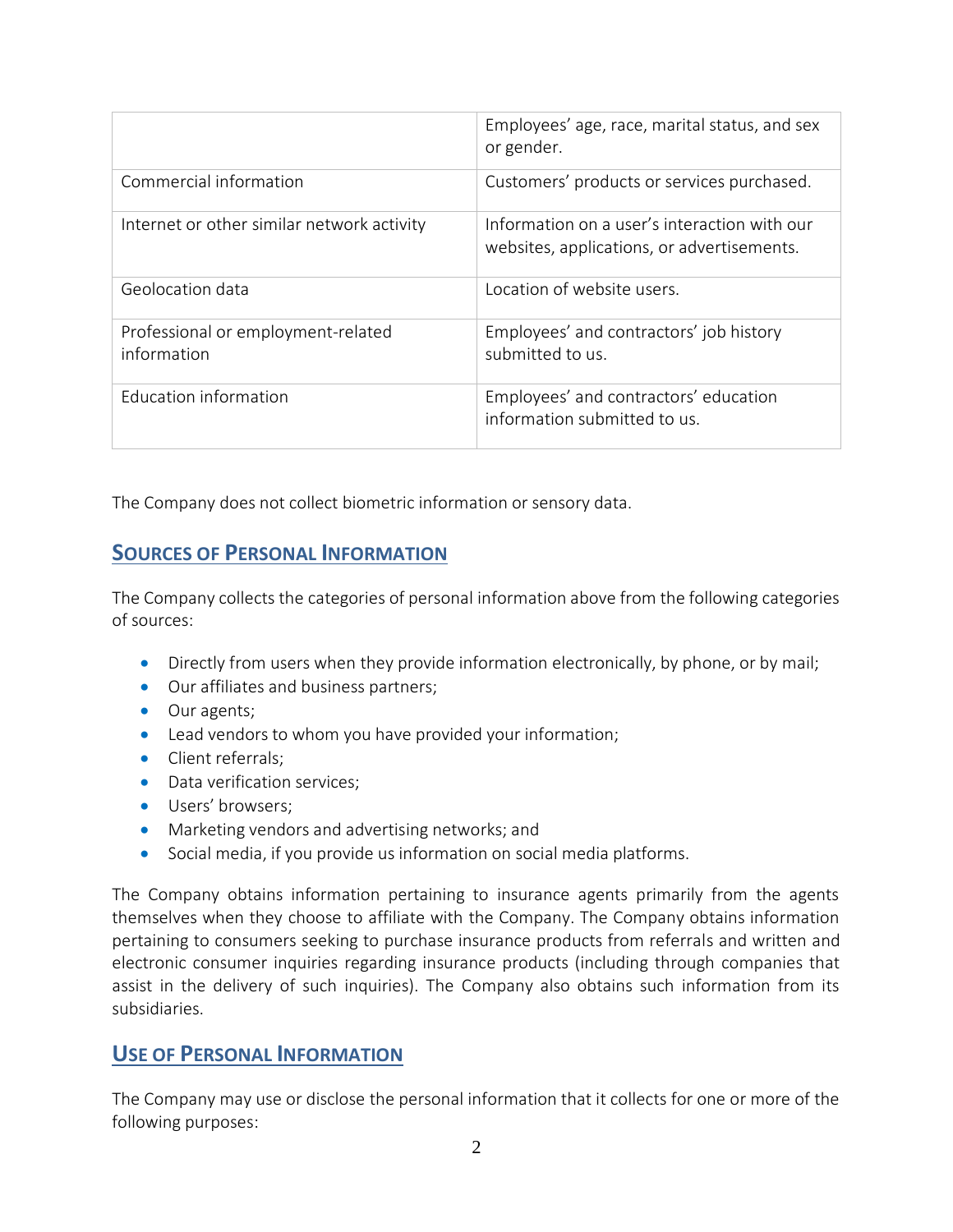| | |
|---|---|
| | Employees' age, race, marital status, and sex or gender. |
| Commercial information | Customers' products or services purchased. |
| Internet or other similar network activity | Information on a user's interaction with our websites, applications, or advertisements. |
| Geolocation data | Location of website users. |
| Professional or employment-related information | Employees' and contractors' job history submitted to us. |
| Education information | Employees' and contractors' education information submitted to us. |

The Company does not collect biometric information or sensory data.

## SOURCES OF PERSONAL INFORMATION

The Company collects the categories of personal information above from the following categories of sources:

- Directly from users when they provide information electronically, by phone, or by mail;
- Our affiliates and business partners;
- Our agents;
- Lead vendors to whom you have provided your information;
- Client referrals;
- Data verification services;
- Users' browsers;
- Marketing vendors and advertising networks; and
- Social media, if you provide us information on social media platforms.

The Company obtains information pertaining to insurance agents primarily from the agents themselves when they choose to affiliate with the Company. The Company obtains information pertaining to consumers seeking to purchase insurance products from referrals and written and electronic consumer inquiries regarding insurance products (including through companies that assist in the delivery of such inquiries). The Company also obtains such information from its subsidiaries.

## USE OF PERSONAL INFORMATION

The Company may use or disclose the personal information that it collects for one or more of the following purposes: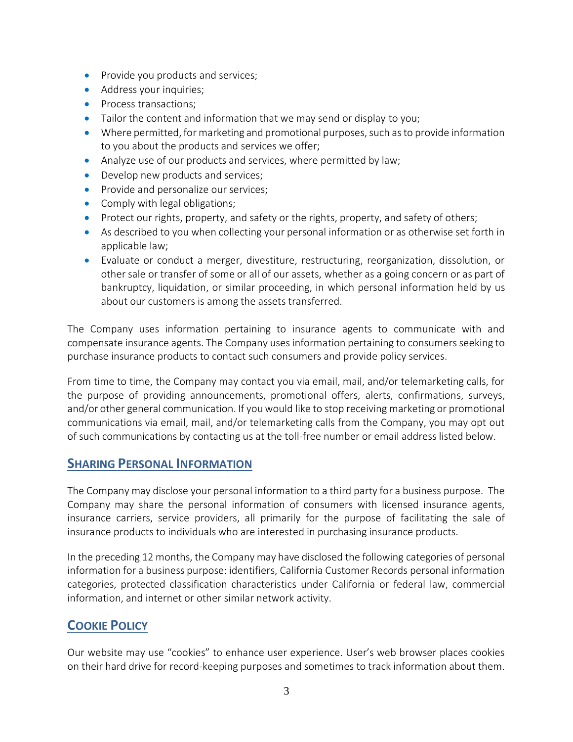- Provide you products and services;
- Address your inquiries;
- Process transactions;
- Tailor the content and information that we may send or display to you;
- Where permitted, for marketing and promotional purposes, such as to provide information to you about the products and services we offer;
- Analyze use of our products and services, where permitted by law;
- Develop new products and services;
- Provide and personalize our services;
- Comply with legal obligations;
- Protect our rights, property, and safety or the rights, property, and safety of others;
- As described to you when collecting your personal information or as otherwise set forth in applicable law;
- Evaluate or conduct a merger, divestiture, restructuring, reorganization, dissolution, or other sale or transfer of some or all of our assets, whether as a going concern or as part of bankruptcy, liquidation, or similar proceeding, in which personal information held by us about our customers is among the assets transferred.

The Company uses information pertaining to insurance agents to communicate with and compensate insurance agents. The Company uses information pertaining to consumers seeking to purchase insurance products to contact such consumers and provide policy services.

From time to time, the Company may contact you via email, mail, and/or telemarketing calls, for the purpose of providing announcements, promotional offers, alerts, confirmations, surveys, and/or other general communication. If you would like to stop receiving marketing or promotional communications via email, mail, and/or telemarketing calls from the Company, you may opt out of such communications by contacting us at the toll-free number or email address listed below.

## SHARING PERSONAL INFORMATION

The Company may disclose your personal information to a third party for a business purpose. The Company may share the personal information of consumers with licensed insurance agents, insurance carriers, service providers, all primarily for the purpose of facilitating the sale of insurance products to individuals who are interested in purchasing insurance products.

In the preceding 12 months, the Company may have disclosed the following categories of personal information for a business purpose: identifiers, California Customer Records personal information categories, protected classification characteristics under California or federal law, commercial information, and internet or other similar network activity.

## COOKIE POLICY

Our website may use "cookies" to enhance user experience. User's web browser places cookies on their hard drive for record-keeping purposes and sometimes to track information about them.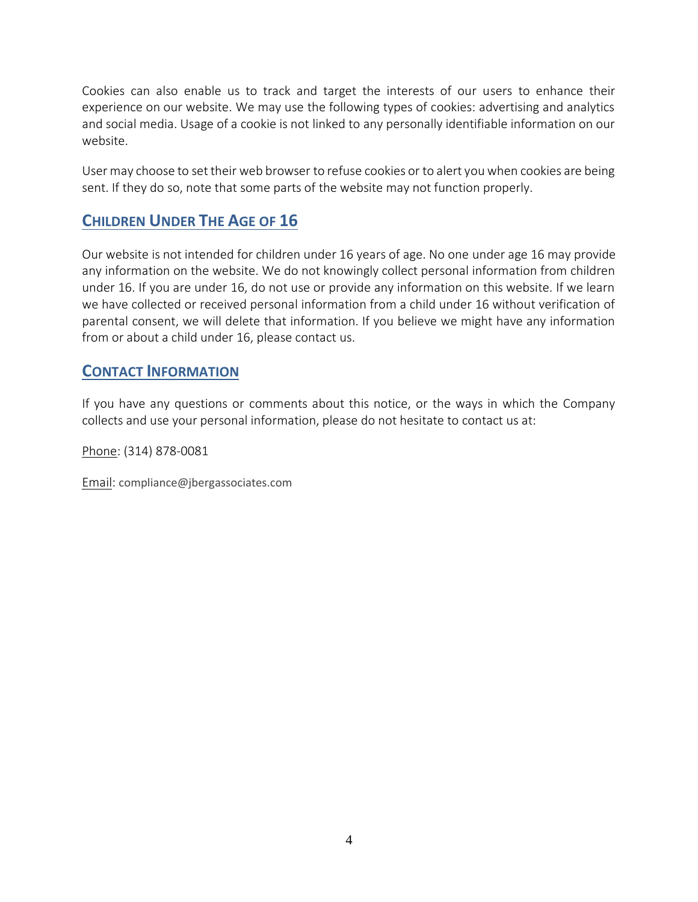Cookies can also enable us to track and target the interests of our users to enhance their experience on our website. We may use the following types of cookies: advertising and analytics and social media. Usage of a cookie is not linked to any personally identifiable information on our website.

User may choose to set their web browser to refuse cookies or to alert you when cookies are being sent. If they do so, note that some parts of the website may not function properly.

## Children Under The Age of 16

Our website is not intended for children under 16 years of age. No one under age 16 may provide any information on the website. We do not knowingly collect personal information from children under 16. If you are under 16, do not use or provide any information on this website. If we learn we have collected or received personal information from a child under 16 without verification of parental consent, we will delete that information. If you believe we might have any information from or about a child under 16, please contact us.

## Contact Information

If you have any questions or comments about this notice, or the ways in which the Company collects and use your personal information, please do not hesitate to contact us at:

Phone: (314) 878-0081

Email: compliance@jbergassociates.com